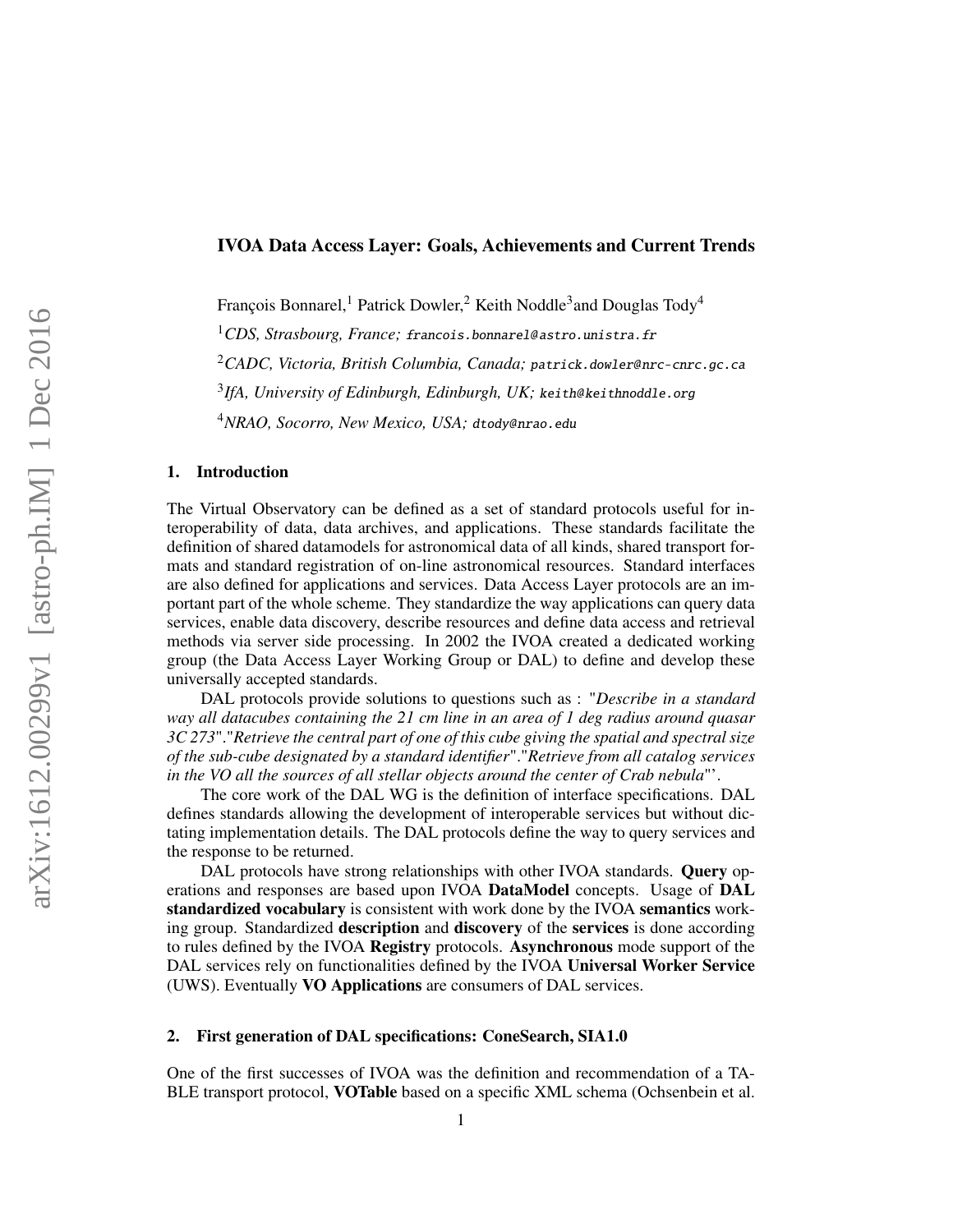# IVOA Data Access Layer: Goals, Achievements and Current Trends

François Bonnarel,[1] Patrick Dowler,[2] Keith Noddle[3] and Douglas Tody[4]

[1]*CDS, Strasbourg, France;* francois.bonnarel@astro.unistra.fr

[2]*CADC, Victoria, British Columbia, Canada;* patrick.dowler@nrc-cnrc.gc.ca

[3]*IfA, University of Edinburgh, Edinburgh, UK;* keith@keithnoddle.org

[4]*NRAO, Socorro, New Mexico, USA;* dtody@nrao.edu

## 1. Introduction

The Virtual Observatory can be defined as a set of standard protocols useful for interoperability of data, data archives, and applications. These standards facilitate the definition of shared datamodels for astronomical data of all kinds, shared transport formats and standard registration of on-line astronomical resources. Standard interfaces are also defined for applications and services. Data Access Layer protocols are an important part of the whole scheme. They standardize the way applications can query data services, enable data discovery, describe resources and define data access and retrieval methods via server side processing. In 2002 the IVOA created a dedicated working group (the Data Access Layer Working Group or DAL) to define and develop these universally accepted standards.

DAL protocols provide solutions to questions such as : "*Describe in a standard way all datacubes containing the 21 cm line in an area of 1 deg radius around quasar 3C 273*"."*Retrieve the central part of one of this cube giving the spatial and spectral size of the sub-cube designated by a standard identifier*"."*Retrieve from all catalog services in the VO all the sources of all stellar objects around the center of Crab nebula*"'.

The core work of the DAL WG is the definition of interface specifications. DAL defines standards allowing the development of interoperable services but without dictating implementation details. The DAL protocols define the way to query services and the response to be returned.

DAL protocols have strong relationships with other IVOA standards. **Query** operations and responses are based upon IVOA **DataModel** concepts. Usage of **DAL standardized vocabulary** is consistent with work done by the IVOA **semantics** working group. Standardized **description** and **discovery** of the **services** is done according to rules defined by the IVOA **Registry** protocols. **Asynchronous** mode support of the DAL services rely on functionalities defined by the IVOA **Universal Worker Service** (UWS). Eventually **VO Applications** are consumers of DAL services.

## 2. First generation of DAL specifications: ConeSearch, SIA1.0

One of the first successes of IVOA was the definition and recommendation of a TABLE transport protocol, **VOTable** based on a specific XML schema (Ochsenbein et al.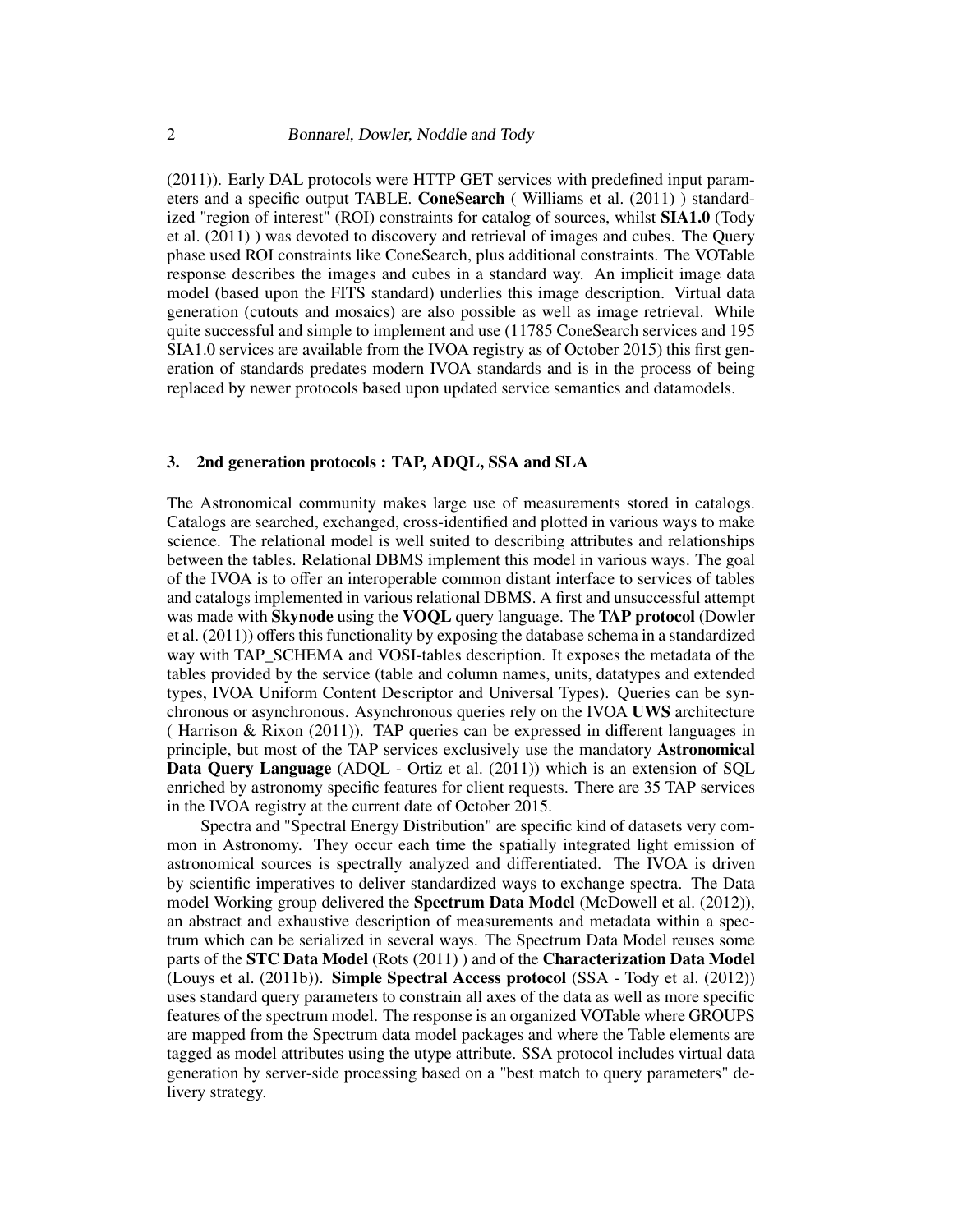(2011)). Early DAL protocols were HTTP GET services with predefined input parameters and a specific output TABLE. **ConeSearch** ( Williams et al. (2011) ) standardized "region of interest" (ROI) constraints for catalog of sources, whilst **SIA1.0** (Tody et al. (2011) ) was devoted to discovery and retrieval of images and cubes. The Query phase used ROI constraints like ConeSearch, plus additional constraints. The VOTable response describes the images and cubes in a standard way. An implicit image data model (based upon the FITS standard) underlies this image description. Virtual data generation (cutouts and mosaics) are also possible as well as image retrieval. While quite successful and simple to implement and use (11785 ConeSearch services and 195 SIA1.0 services are available from the IVOA registry as of October 2015) this first generation of standards predates modern IVOA standards and is in the process of being replaced by newer protocols based upon updated service semantics and datamodels.

## 3. 2nd generation protocols : TAP, ADQL, SSA and SLA

The Astronomical community makes large use of measurements stored in catalogs. Catalogs are searched, exchanged, cross-identified and plotted in various ways to make science. The relational model is well suited to describing attributes and relationships between the tables. Relational DBMS implement this model in various ways. The goal of the IVOA is to offer an interoperable common distant interface to services of tables and catalogs implemented in various relational DBMS. A first and unsuccessful attempt was made with **Skynode** using the **VOQL** query language. The **TAP protocol** (Dowler et al. (2011)) offers this functionality by exposing the database schema in a standardized way with TAP_SCHEMA and VOSI-tables description. It exposes the metadata of the tables provided by the service (table and column names, units, datatypes and extended types, IVOA Uniform Content Descriptor and Universal Types). Queries can be synchronous or asynchronous. Asynchronous queries rely on the IVOA **UWS** architecture ( Harrison & Rixon (2011)). TAP queries can be expressed in different languages in principle, but most of the TAP services exclusively use the mandatory **Astronomical Data Query Language** (ADQL - Ortiz et al. (2011)) which is an extension of SQL enriched by astronomy specific features for client requests. There are 35 TAP services in the IVOA registry at the current date of October 2015.

Spectra and "Spectral Energy Distribution" are specific kind of datasets very common in Astronomy. They occur each time the spatially integrated light emission of astronomical sources is spectrally analyzed and differentiated. The IVOA is driven by scientific imperatives to deliver standardized ways to exchange spectra. The Data model Working group delivered the **Spectrum Data Model** (McDowell et al. (2012)), an abstract and exhaustive description of measurements and metadata within a spectrum which can be serialized in several ways. The Spectrum Data Model reuses some parts of the **STC Data Model** (Rots (2011) ) and of the **Characterization Data Model** (Louys et al. (2011b)). **Simple Spectral Access protocol** (SSA - Tody et al. (2012)) uses standard query parameters to constrain all axes of the data as well as more specific features of the spectrum model. The response is an organized VOTable where GROUPS are mapped from the Spectrum data model packages and where the Table elements are tagged as model attributes using the utype attribute. SSA protocol includes virtual data generation by server-side processing based on a "best match to query parameters" delivery strategy.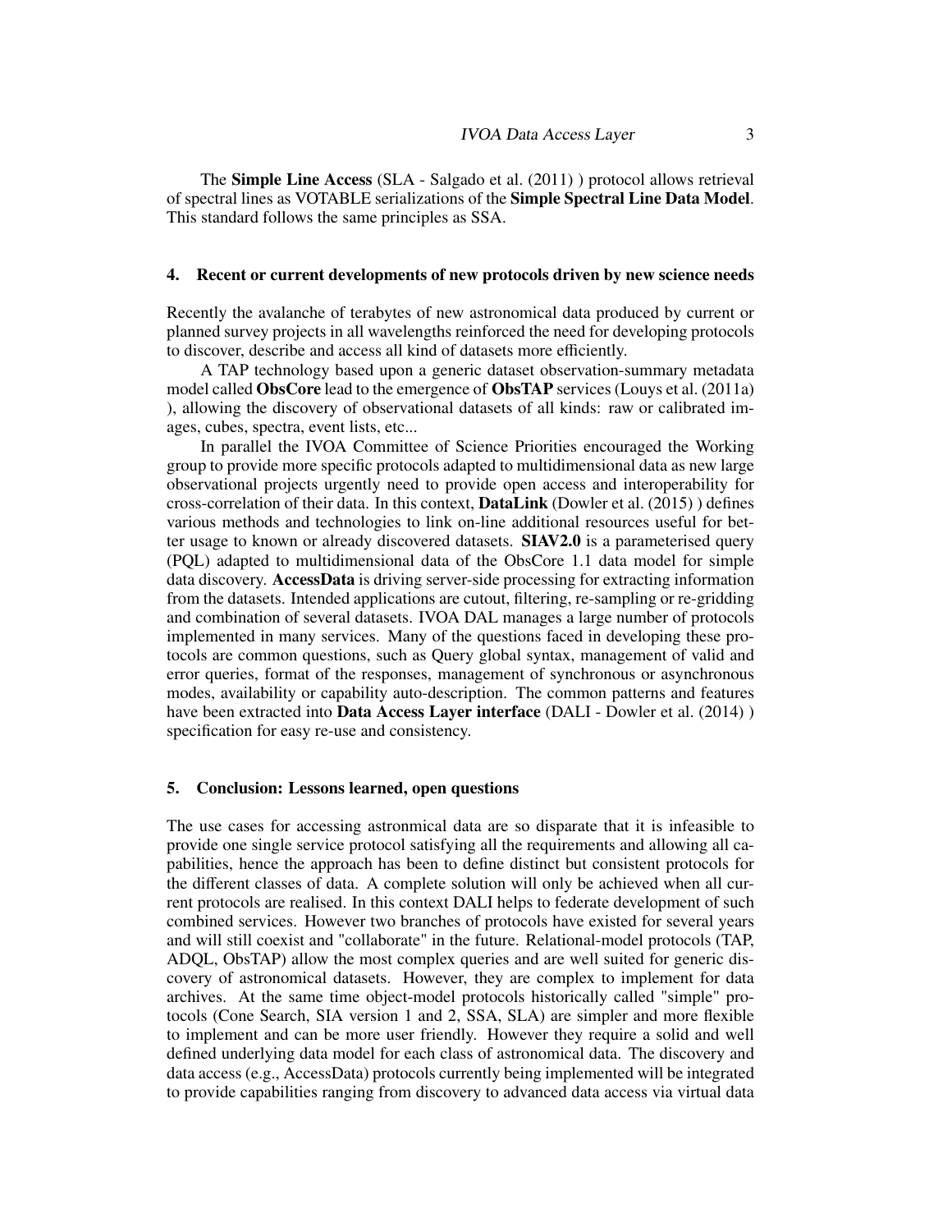The **Simple Line Access** (SLA - Salgado et al. (2011) ) protocol allows retrieval of spectral lines as VOTABLE serializations of the **Simple Spectral Line Data Model**. This standard follows the same principles as SSA.

## 4. Recent or current developments of new protocols driven by new science needs

Recently the avalanche of terabytes of new astronomical data produced by current or planned survey projects in all wavelengths reinforced the need for developing protocols to discover, describe and access all kind of datasets more efficiently.

A TAP technology based upon a generic dataset observation-summary metadata model called **ObsCore** lead to the emergence of **ObsTAP** services (Louys et al. (2011a) ), allowing the discovery of observational datasets of all kinds: raw or calibrated images, cubes, spectra, event lists, etc...

In parallel the IVOA Committee of Science Priorities encouraged the Working group to provide more specific protocols adapted to multidimensional data as new large observational projects urgently need to provide open access and interoperability for cross-correlation of their data. In this context, **DataLink** (Dowler et al. (2015) ) defines various methods and technologies to link on-line additional resources useful for better usage to known or already discovered datasets. **SIAV2.0** is a parameterised query (PQL) adapted to multidimensional data of the ObsCore 1.1 data model for simple data discovery. **AccessData** is driving server-side processing for extracting information from the datasets. Intended applications are cutout, filtering, re-sampling or re-gridding and combination of several datasets. IVOA DAL manages a large number of protocols implemented in many services. Many of the questions faced in developing these protocols are common questions, such as Query global syntax, management of valid and error queries, format of the responses, management of synchronous or asynchronous modes, availability or capability auto-description. The common patterns and features have been extracted into **Data Access Layer interface** (DALI - Dowler et al. (2014) ) specification for easy re-use and consistency.

## 5. Conclusion: Lessons learned, open questions

The use cases for accessing astronmical data are so disparate that it is infeasible to provide one single service protocol satisfying all the requirements and allowing all capabilities, hence the approach has been to define distinct but consistent protocols for the different classes of data. A complete solution will only be achieved when all current protocols are realised. In this context DALI helps to federate development of such combined services. However two branches of protocols have existed for several years and will still coexist and "collaborate" in the future. Relational-model protocols (TAP, ADQL, ObsTAP) allow the most complex queries and are well suited for generic discovery of astronomical datasets. However, they are complex to implement for data archives. At the same time object-model protocols historically called "simple" protocols (Cone Search, SIA version 1 and 2, SSA, SLA) are simpler and more flexible to implement and can be more user friendly. However they require a solid and well defined underlying data model for each class of astronomical data. The discovery and data access (e.g., AccessData) protocols currently being implemented will be integrated to provide capabilities ranging from discovery to advanced data access via virtual data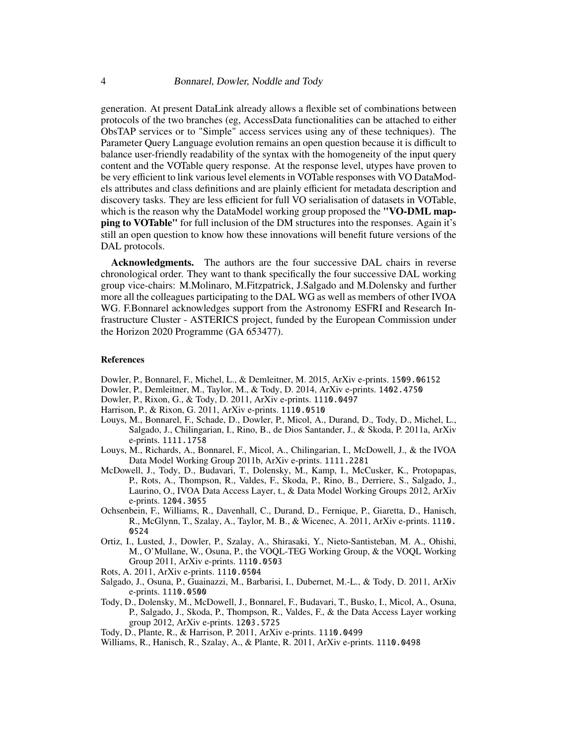generation. At present DataLink already allows a flexible set of combinations between protocols of the two branches (eg, AccessData functionalities can be attached to either ObsTAP services or to "Simple" access services using any of these techniques). The Parameter Query Language evolution remains an open question because it is difficult to balance user-friendly readability of the syntax with the homogeneity of the input query content and the VOTable query response. At the response level, utypes have proven to be very efficient to link various level elements in VOTable responses with VO DataModels attributes and class definitions and are plainly efficient for metadata description and discovery tasks. They are less efficient for full VO serialisation of datasets in VOTable, which is the reason why the DataModel working group proposed the **"VO-DML mapping to VOTable"** for full inclusion of the DM structures into the responses. Again it's still an open question to know how these innovations will benefit future versions of the DAL protocols.

**Acknowledgments.** The authors are the four successive DAL chairs in reverse chronological order. They want to thank specifically the four successive DAL working group vice-chairs: M.Molinaro, M.Fitzpatrick, J.Salgado and M.Dolensky and further more all the colleagues participating to the DAL WG as well as members of other IVOA WG. F.Bonnarel acknowledges support from the Astronomy ESFRI and Research Infrastructure Cluster - ASTERICS project, funded by the European Commission under the Horizon 2020 Programme (GA 653477).

## References

Dowler, P., Bonnarel, F., Michel, L., & Demleitner, M. 2015, ArXiv e-prints. 1509.06152

Dowler, P., Demleitner, M., Taylor, M., & Tody, D. 2014, ArXiv e-prints. 1402.4750

Dowler, P., Rixon, G., & Tody, D. 2011, ArXiv e-prints. 1110.0497

Harrison, P., & Rixon, G. 2011, ArXiv e-prints. 1110.0510

Louys, M., Bonnarel, F., Schade, D., Dowler, P., Micol, A., Durand, D., Tody, D., Michel, L., Salgado, J., Chilingarian, I., Rino, B., de Dios Santander, J., & Skoda, P. 2011a, ArXiv e-prints. 1111.1758

Louys, M., Richards, A., Bonnarel, F., Micol, A., Chilingarian, I., McDowell, J., & the IVOA Data Model Working Group 2011b, ArXiv e-prints. 1111.2281

McDowell, J., Tody, D., Budavari, T., Dolensky, M., Kamp, I., McCusker, K., Protopapas, P., Rots, A., Thompson, R., Valdes, F., Skoda, P., Rino, B., Derriere, S., Salgado, J., Laurino, O., IVOA Data Access Layer, t., & Data Model Working Groups 2012, ArXiv e-prints. 1204.3055

Ochsenbein, F., Williams, R., Davenhall, C., Durand, D., Fernique, P., Giaretta, D., Hanisch, R., McGlynn, T., Szalay, A., Taylor, M. B., & Wicenec, A. 2011, ArXiv e-prints. 1110.0524

Ortiz, I., Lusted, J., Dowler, P., Szalay, A., Shirasaki, Y., Nieto-Santisteban, M. A., Ohishi, M., O'Mullane, W., Osuna, P., the VOQL-TEG Working Group, & the VOQL Working Group 2011, ArXiv e-prints. 1110.0503

Rots, A. 2011, ArXiv e-prints. 1110.0504

Salgado, J., Osuna, P., Guainazzi, M., Barbarisi, I., Dubernet, M.-L., & Tody, D. 2011, ArXiv e-prints. 1110.0500

Tody, D., Dolensky, M., McDowell, J., Bonnarel, F., Budavari, T., Busko, I., Micol, A., Osuna, P., Salgado, J., Skoda, P., Thompson, R., Valdes, F., & the Data Access Layer working group 2012, ArXiv e-prints. 1203.5725

Tody, D., Plante, R., & Harrison, P. 2011, ArXiv e-prints. 1110.0499

Williams, R., Hanisch, R., Szalay, A., & Plante, R. 2011, ArXiv e-prints. 1110.0498